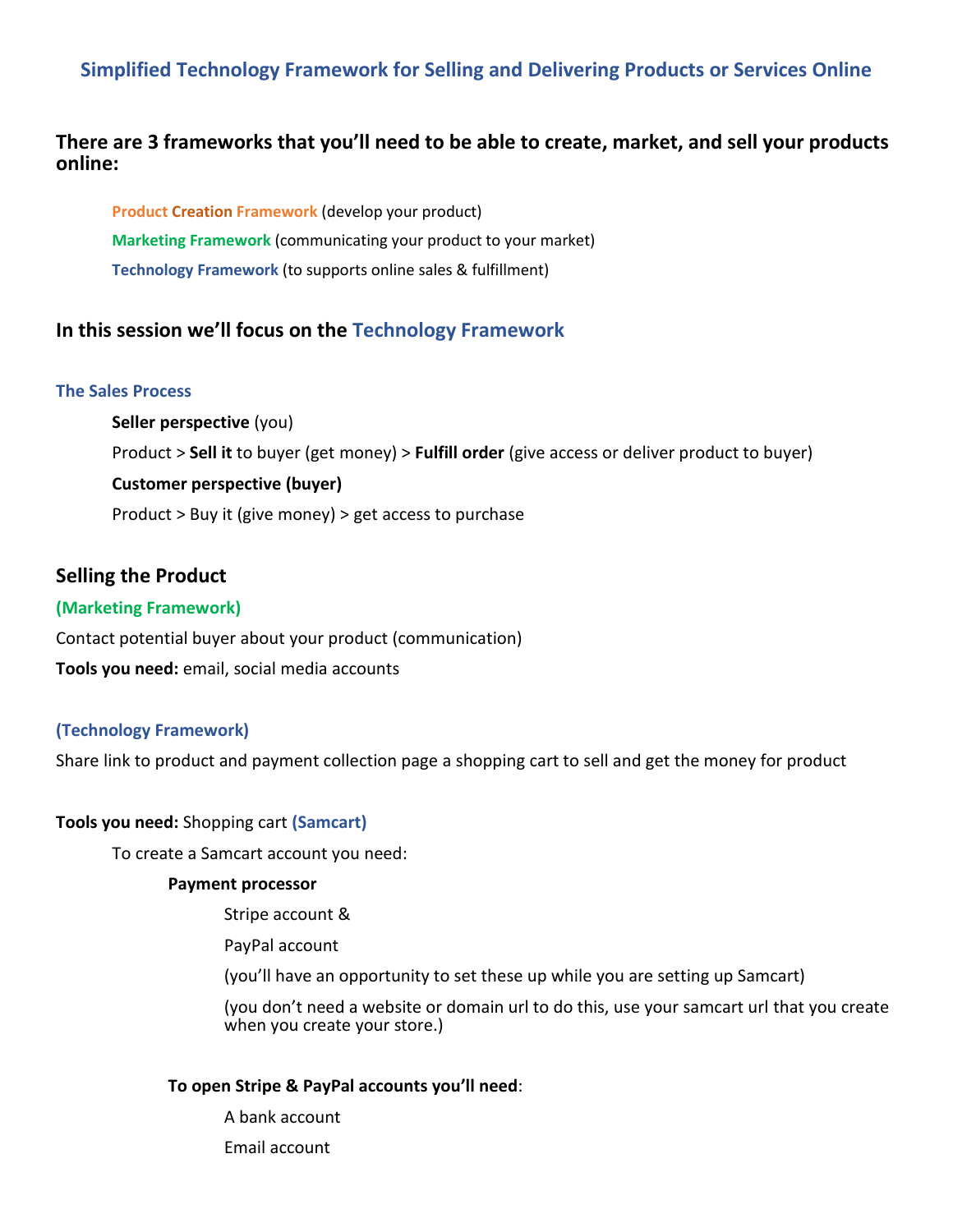# Simplified Technology Framework for Selling and Delivering Products or Services Online

## There are 3 frameworks that you'll need to be able to create, market, and sell your products online:

- **Product Creation Framework** (develop your product)
- **Marketing Framework** (communicating your product to your market)
- **Technology Framework** (to supports online sales & fulfillment)

## In this session we'll focus on the Technology Framework

### The Sales Process

**Seller perspective** (you)

Product > **Sell it** to buyer (get money) > **Fulfill order** (give access or deliver product to buyer)

**Customer perspective (buyer)**

Product > Buy it (give money) > get access to purchase

## Selling the Product

**(Marketing Framework)**

Contact potential buyer about your product (communication)

**Tools you need:** email, social media accounts

**(Technology Framework)**

Share link to product and payment collection page a shopping cart to sell and get the money for product

**Tools you need:** Shopping cart **(Samcart)**

To create a Samcart account you need:

**Payment processor**

- Stripe account &
- PayPal account
- (you'll have an opportunity to set these up while you are setting up Samcart)
- (you don't need a website or domain url to do this, use your samcart url that you create when you create your store.)

**To open Stripe & PayPal accounts you'll need**:

- A bank account
- Email account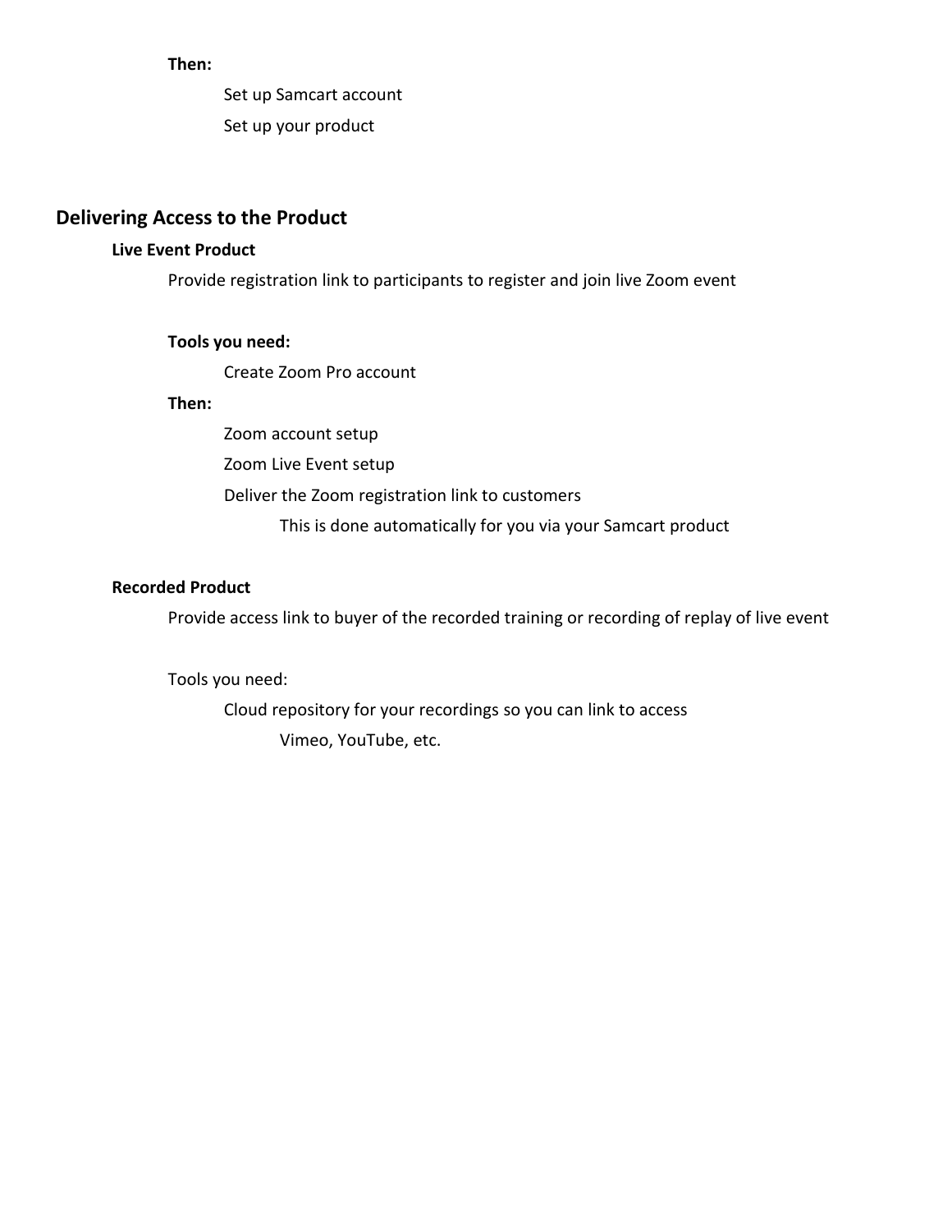**Then:**

Set up Samcart account

Set up your product

## Delivering Access to the Product

### Live Event Product

Provide registration link to participants to register and join live Zoom event

**Tools you need:**

- Create Zoom Pro account

**Then:**

- Zoom account setup
- Zoom Live Event setup
- Deliver the Zoom registration link to customers
  - This is done automatically for you via your Samcart product

### Recorded Product

Provide access link to buyer of the recorded training or recording of replay of live event

Tools you need:

- Cloud repository for your recordings so you can link to access
  - Vimeo, YouTube, etc.